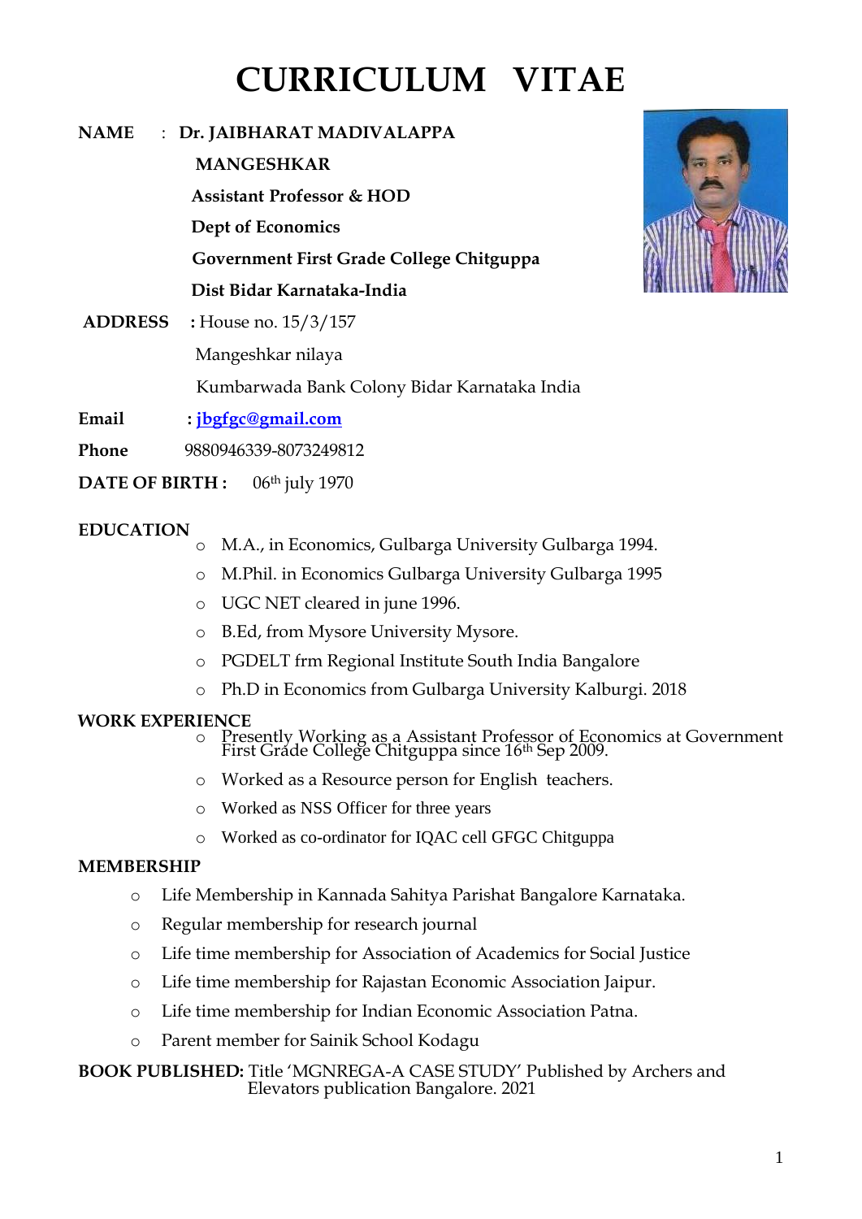# CURRICULUM VITAE

**NAME** : **Dr. JAIBHARAT MADIVALAPPA MANGESHKAR**
**Assistant Professor & HOD**
**Dept of Economics**
**Government First Grade College Chitguppa**
**Dist Bidar Karnataka-India**

**ADDRESS** : House no. 15/3/157
Mangeshkar nilaya
Kumbarwada Bank Colony Bidar Karnataka India

**Email** : jbgfgc@gmail.com

**Phone** 9880946339-8073249812

**DATE OF BIRTH :** 06th july 1970

**EDUCATION**

- M.A., in Economics, Gulbarga University Gulbarga 1994.
- M.Phil. in Economics Gulbarga University Gulbarga 1995
- UGC NET cleared in june 1996.
- B.Ed, from Mysore University Mysore.
- PGDELT frm Regional Institute South India Bangalore
- Ph.D in Economics from Gulbarga University Kalburgi. 2018

**WORK EXPERIENCE**

- Presently Working as a Assistant Professor of Economics at Government First Grade College Chitguppa since 16th Sep 2009.
- Worked as a Resource person for English teachers.
- Worked as NSS Officer for three years
- Worked as co-ordinator for IQAC cell GFGC Chitguppa

**MEMBERSHIP**

- Life Membership in Kannada Sahitya Parishat Bangalore Karnataka.
- Regular membership for research journal
- Life time membership for Association of Academics for Social Justice
- Life time membership for Rajastan Economic Association Jaipur.
- Life time membership for Indian Economic Association Patna.
- Parent member for Sainik School Kodagu

**BOOK PUBLISHED:** Title 'MGNREGA-A CASE STUDY' Published by Archers and Elevators publication Bangalore. 2021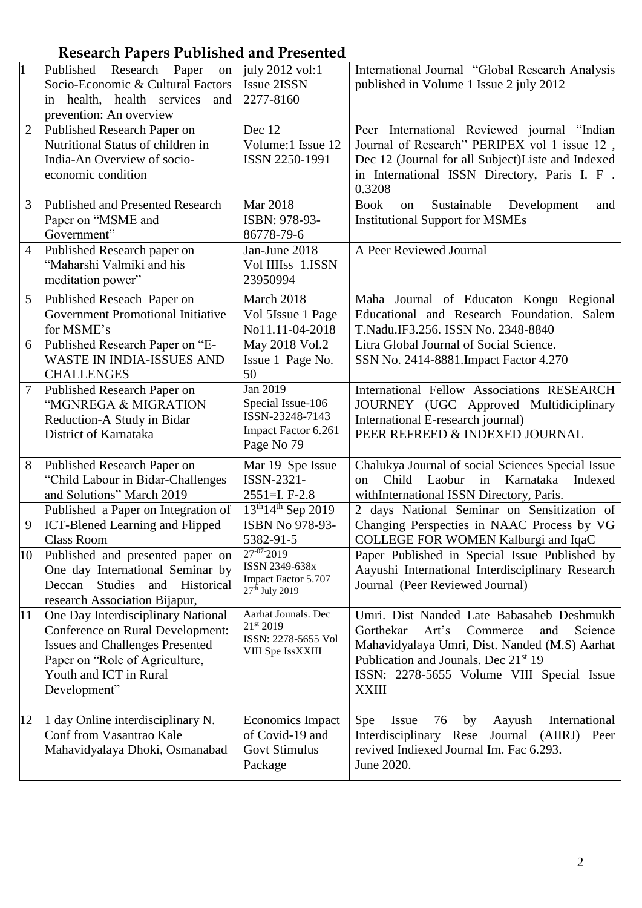## Research Papers Published and Presented

| | | | |
|---|---|---|---|
| 1 | Published Research Paper on Socio-Economic & Cultural Factors in health, health services and prevention: An overview | july 2012 vol:1 Issue 2ISSN 2277-8160 | International Journal "Global Research Analysis published in Volume 1 Issue 2 july 2012 |
| 2 | Published Research Paper on Nutritional Status of children in India-An Overview of socio-economic condition | Dec 12 Volume:1 Issue 12 ISSN 2250-1991 | Peer International Reviewed journal "Indian Journal of Research" PERIPEX vol 1 issue 12 , Dec 12 (Journal for all Subject)Liste and Indexed in International ISSN Directory, Paris I. F . 0.3208 |
| 3 | Published and Presented Research Paper on "MSME and Government" | Mar 2018 ISBN: 978-93-86778-79-6 | Book on Sustainable Development and Institutional Support for MSMEs |
| 4 | Published Research paper on "Maharshi Valmiki and his meditation power" | Jan-June 2018 Vol IIIIss 1.ISSN 23950994 | A Peer Reviewed Journal |
| 5 | Published Reseach Paper on Government Promotional Initiative for MSME's | March 2018 Vol 5Issue 1 Page No11.11-04-2018 | Maha Journal of Educaton Kongu Regional Educational and Research Foundation. Salem T.Nadu.IF3.256. ISSN No. 2348-8840 |
| 6 | Published Research Paper on "E-WASTE IN INDIA-ISSUES AND CHALLENGES | May 2018 Vol.2 Issue 1 Page No. 50 | Litra Global Journal of Social Science. SSN No. 2414-8881.Impact Factor 4.270 |
| 7 | Published Research Paper on "MGNREGA & MIGRATION Reduction-A Study in Bidar District of Karnataka | Jan 2019 Special Issue-106 ISSN-23248-7143 Impact Factor 6.261 Page No 79 | International Fellow Associations RESEARCH JOURNEY (UGC Approved Multidiciplinary International E-research journal) PEER REFREED & INDEXED JOURNAL |
| 8 | Published Research Paper on "Child Labour in Bidar-Challenges and Solutions" March 2019 | Mar 19 Spe Issue ISSN-2321-2551=I. F-2.8 | Chalukya Journal of social Sciences Special Issue on Child Laobur in Karnataka Indexed withInternational ISSN Directory, Paris. |
| 9 | Published a Paper on Integration of ICT-Blened Learning and Flipped Class Room | 13th14th Sep 2019 ISBN No 978-93-5382-91-5 | 2 days National Seminar on Sensitization of Changing Perspecties in NAAC Process by VG COLLEGE FOR WOMEN Kalburgi and IqaC |
| 10 | Published and presented paper on One day International Seminar by Deccan Studies and Historical research Association Bijapur, | 27-07-2019 ISSN 2349-638x Impact Factor 5.707 27th July 2019 | Paper Published in Special Issue Published by Aayushi International Interdisciplinary Research Journal (Peer Reviewed Journal) |
| 11 | One Day Interdisciplinary National Conference on Rural Development: Issues and Challenges Presented Paper on "Role of Agriculture, Youth and ICT in Rural Development" | Aarhat Jounals. Dec 21st 2019 ISSN: 2278-5655 Vol VIII Spe IssXXIII | Umri. Dist Nanded Late Babasaheb Deshmukh Gorthekar Art's Commerce and Science Mahavidyalaya Umri, Dist. Nanded (M.S) Aarhat Publication and Jounals. Dec 21st 19 ISSN: 2278-5655 Volume VIII Special Issue XXIII |
| 12 | 1 day Online interdisciplinary N. Conf from Vasantrao Kale Mahavidyalaya Dhoki, Osmanabad | Economics Impact of Covid-19 and Govt Stimulus Package | Spe Issue 76 by Aayush International Interdisciplinary Rese Journal (AIIRJ) Peer revived Indiexed Journal Im. Fac 6.293. June 2020. |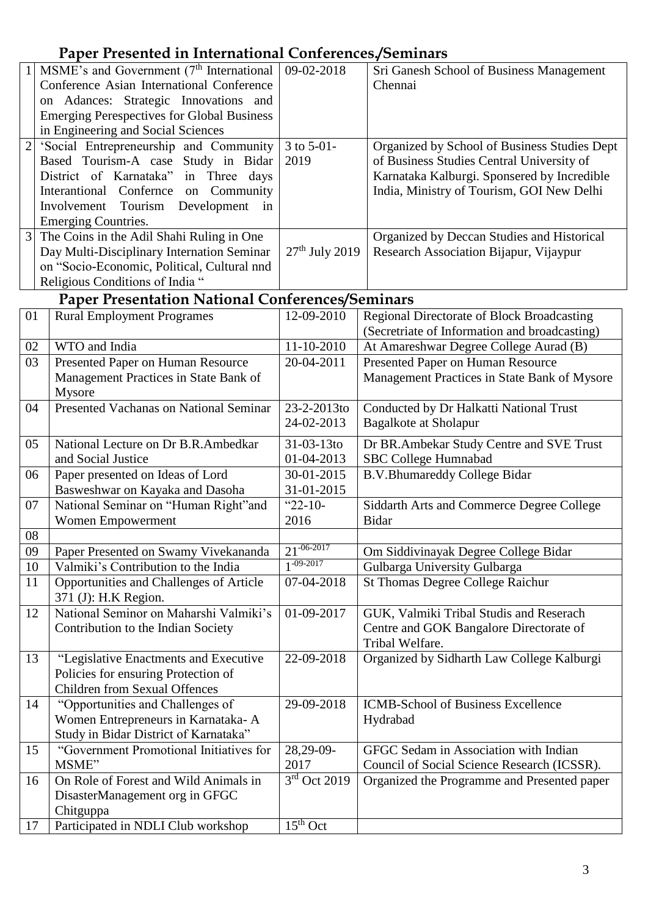## Paper Presented in International Conferences./Seminars

| | | | |
|---|---|---|---|
| 1 | MSME's and Government (7th International Conference Asian International Conference on Adances: Strategic Innovations and Emerging Perespectives for Global Business in Engineering and Social Sciences | 09-02-2018 | Sri Ganesh School of Business Management Chennai |
| 2 | 'Social Entrepreneurship and Community Based Tourism-A case Study in Bidar District of Karnataka" in Three days Interantional Confernce on Community Involvement Tourism Development in Emerging Countries. | 3 to 5-01-2019 | Organized by School of Business Studies Dept of Business Studies Central University of Karnataka Kalburgi. Sponsered by Incredible India, Ministry of Tourism, GOI New Delhi |
| 3 | The Coins in the Adil Shahi Ruling in One Day Multi-Disciplinary Internation Seminar on "Socio-Economic, Political, Cultural nnd Religious Conditions of India " | 27th July 2019 | Organized by Deccan Studies and Historical Research Association Bijapur, Vijaypur |

## Paper Presentation National Conferences/Seminars

| | | | |
|---|---|---|---|
| 01 | Rural Employment Programes | 12-09-2010 | Regional Directorate of Block Broadcasting (Secretriate of Information and broadcasting) |
| 02 | WTO and India | 11-10-2010 | At Amareshwar Degree College Aurad (B) |
| 03 | Presented Paper on Human Resource Management Practices in State Bank of Mysore | 20-04-2011 | Presented Paper on Human Resource Management Practices in State Bank of Mysore |
| 04 | Presented Vachanas on National Seminar | 23-2-2013to 24-02-2013 | Conducted by Dr Halkatti National Trust Bagalkote at Sholapur |
| 05 | National Lecture on Dr B.R.Ambedkar and Social Justice | 31-03-13to 01-04-2013 | Dr BR.Ambekar Study Centre and SVE Trust SBC College Humnabad |
| 06 | Paper presented on Ideas of Lord Basweshwar on Kayaka and Dasoha | 30-01-2015 31-01-2015 | B.V.Bhumareddy College Bidar |
| 07 | National Seminar on "Human Right"and Women Empowerment | "22-10-2016 | Siddarth Arts and Commerce Degree College Bidar |
| 08 | | | |
| 09 | Paper Presented on Swamy Vivekananda | 21-06-2017 | Om Siddivinayak Degree College Bidar |
| 10 | Valmiki's Contribution to the India | 1-09-2017 | Gulbarga University Gulbarga |
| 11 | Opportunities and Challenges of Article 371 (J): H.K Region. | 07-04-2018 | St Thomas Degree College Raichur |
| 12 | National Seminor on Maharshi Valmiki's Contribution to the Indian Society | 01-09-2017 | GUK, Valmiki Tribal Studis and Reserach Centre and GOK Bangalore Directorate of Tribal Welfare. |
| 13 | "Legislative Enactments and Executive Policies for ensuring Protection of Children from Sexual Offences | 22-09-2018 | Organized by Sidharth Law College Kalburgi |
| 14 | "Opportunities and Challenges of Women Entrepreneurs in Karnataka- A Study in Bidar District of Karnataka" | 29-09-2018 | ICMB-School of Business Excellence Hydrabad |
| 15 | "Government Promotional Initiatives for MSME" | 28,29-09-2017 | GFGC Sedam in Association with Indian Council of Social Science Research (ICSSR). |
| 16 | On Role of Forest and Wild Animals in DisasterManagement org in GFGC Chitguppa | 3rd Oct 2019 | Organized the Programme and Presented paper |
| 17 | Participated in NDLI Club workshop | 15th Oct | |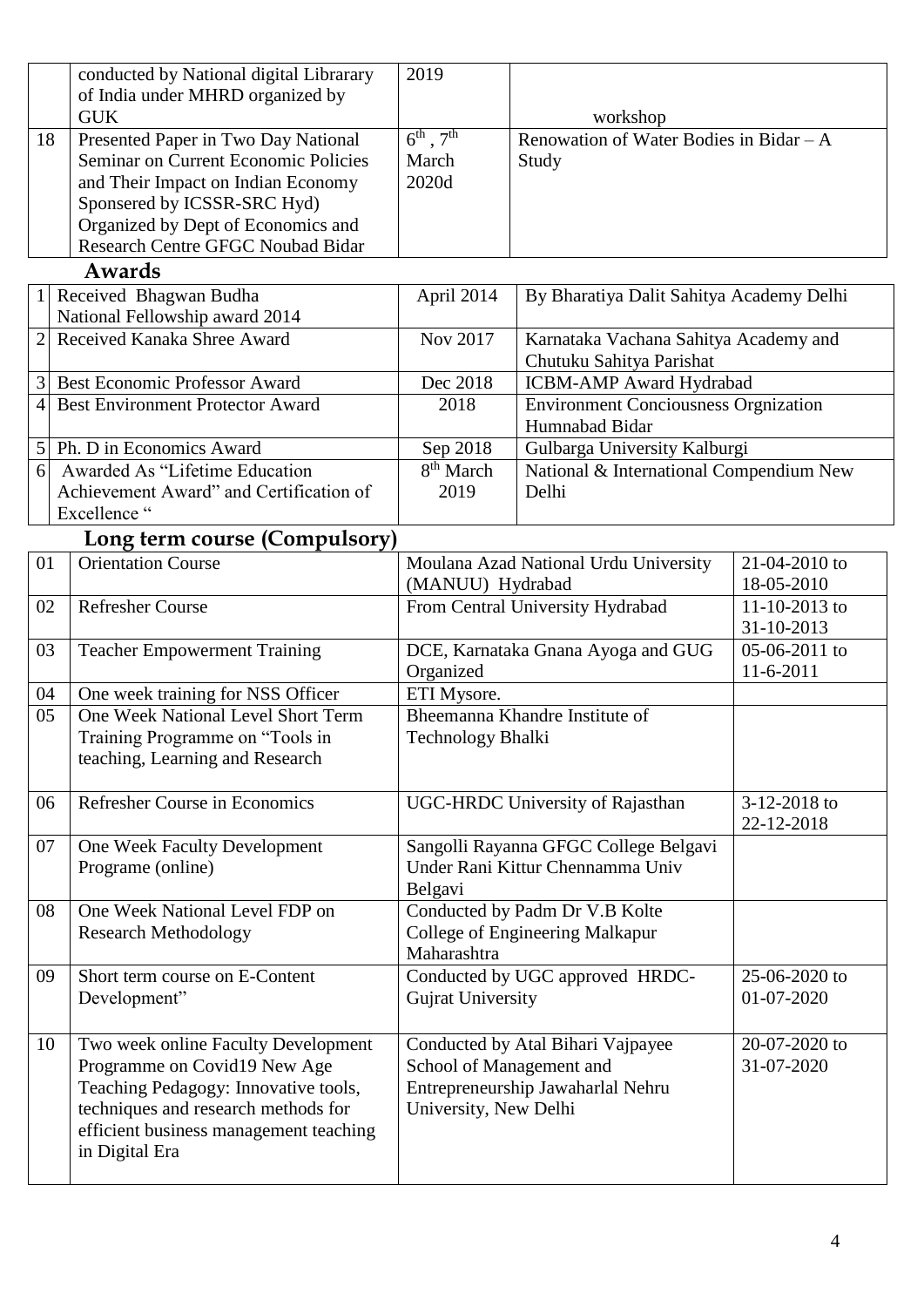|  | conducted by National digital Librarary of India under MHRD organized by GUK | 2019 | workshop |
|---|---|---|---|
| 18 | Presented Paper in Two Day National Seminar on Current Economic Policies and Their Impact on Indian Economy Sponsered by ICSSR-SRC Hyd) Organized by Dept of Economics and Research Centre GFGC Noubad Bidar | 6th , 7th March 2020d | Renowation of Water Bodies in Bidar – A Study |

## Awards

| 1 | Received Bhagwan Budha National Fellowship award 2014 | April 2014 | By Bharatiya Dalit Sahitya Academy Delhi |
|---|---|---|---|
| 2 | Received Kanaka Shree Award | Nov 2017 | Karnataka Vachana Sahitya Academy and Chutuku Sahitya Parishat |
| 3 | Best Economic Professor Award | Dec 2018 | ICBM-AMP Award Hydrabad |
| 4 | Best Environment Protector Award | 2018 | Environment Conciousness Orgnization Humnabad Bidar |
| 5 | Ph. D in Economics Award | Sep 2018 | Gulbarga University Kalburgi |
| 6 | Awarded As "Lifetime Education Achievement Award" and Certification of Excellence " | 8th March 2019 | National & International Compendium New Delhi |

## Long term course (Compulsory)

| 01 | Orientation Course | Moulana Azad National Urdu University (MANUU) Hydrabad | 21-04-2010 to 18-05-2010 |
|---|---|---|---|
| 02 | Refresher Course | From Central University Hydrabad | 11-10-2013 to 31-10-2013 |
| 03 | Teacher Empowerment Training | DCE, Karnataka Gnana Ayoga and GUG Organized | 05-06-2011 to 11-6-2011 |
| 04 | One week training for NSS Officer | ETI Mysore. |  |
| 05 | One Week National Level Short Term Training Programme on "Tools in teaching, Learning and Research | Bheemanna Khandre Institute of Technology Bhalki |  |
| 06 | Refresher Course in Economics | UGC-HRDC University of Rajasthan | 3-12-2018 to 22-12-2018 |
| 07 | One Week Faculty Development Programe (online) | Sangolli Rayanna GFGC College Belgavi Under Rani Kittur Chennamma Univ Belgavi |  |
| 08 | One Week National Level FDP on Research Methodology | Conducted by Padm Dr V.B Kolte College of Engineering Malkapur Maharashtra |  |
| 09 | Short term course on E-Content Development" | Conducted by UGC approved HRDC-Gujrat University | 25-06-2020 to 01-07-2020 |
| 10 | Two week online Faculty Development Programme on Covid19 New Age Teaching Pedagogy: Innovative tools, techniques and research methods for efficient business management teaching in Digital Era | Conducted by Atal Bihari Vajpayee School of Management and Entrepreneurship Jawaharlal Nehru University, New Delhi | 20-07-2020 to 31-07-2020 |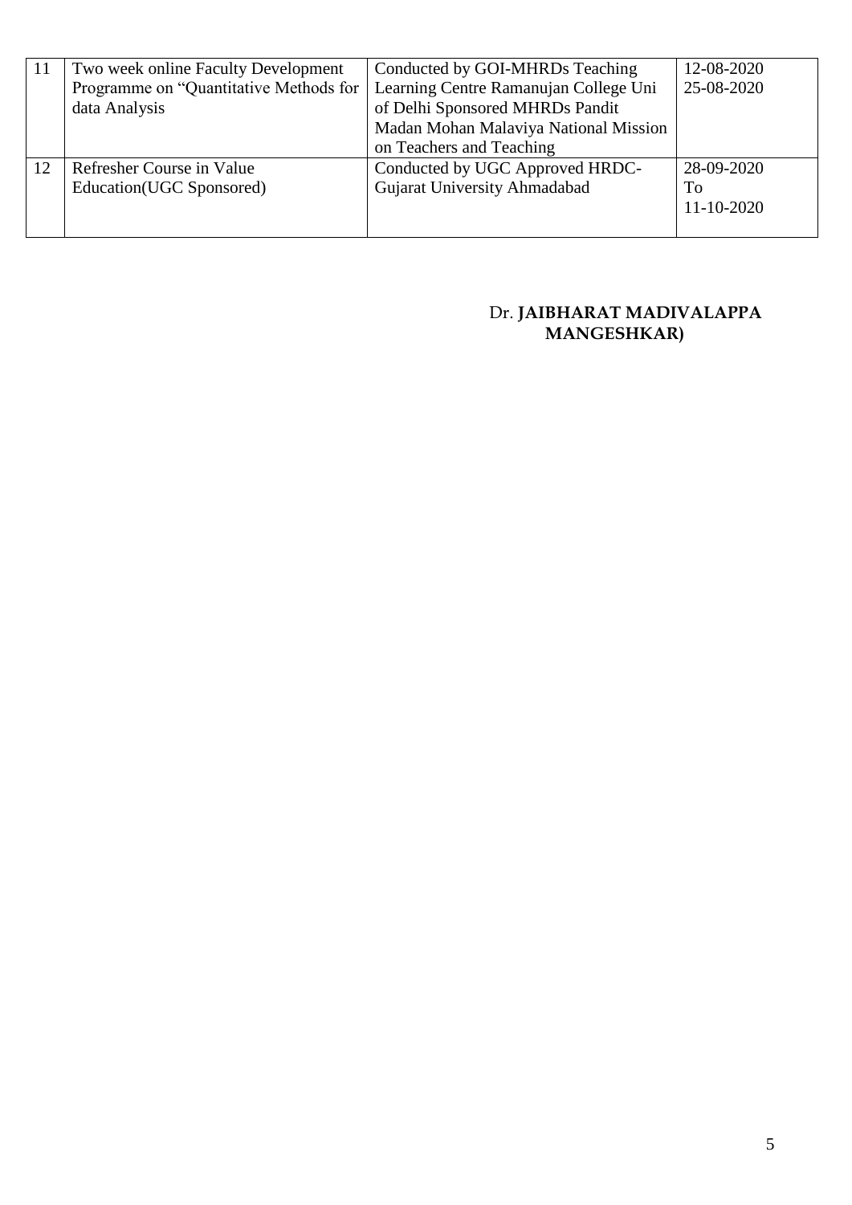| | | | |
|---|---|---|---|
| 11 | Two week online Faculty Development Programme on “Quantitative Methods for data Analysis | Conducted by GOI-MHRDs Teaching Learning Centre Ramanujan College Uni of Delhi Sponsored MHRDs Pandit Madan Mohan Malaviya National Mission on Teachers and Teaching | 12-08-2020 25-08-2020 |
| 12 | Refresher Course in Value Education(UGC Sponsored) | Conducted by UGC Approved HRDC-Gujarat University Ahmadabad | 28-09-2020 To 11-10-2020 |

Dr. **JAIBHARAT MADIVALAPPA MANGESHKAR)**